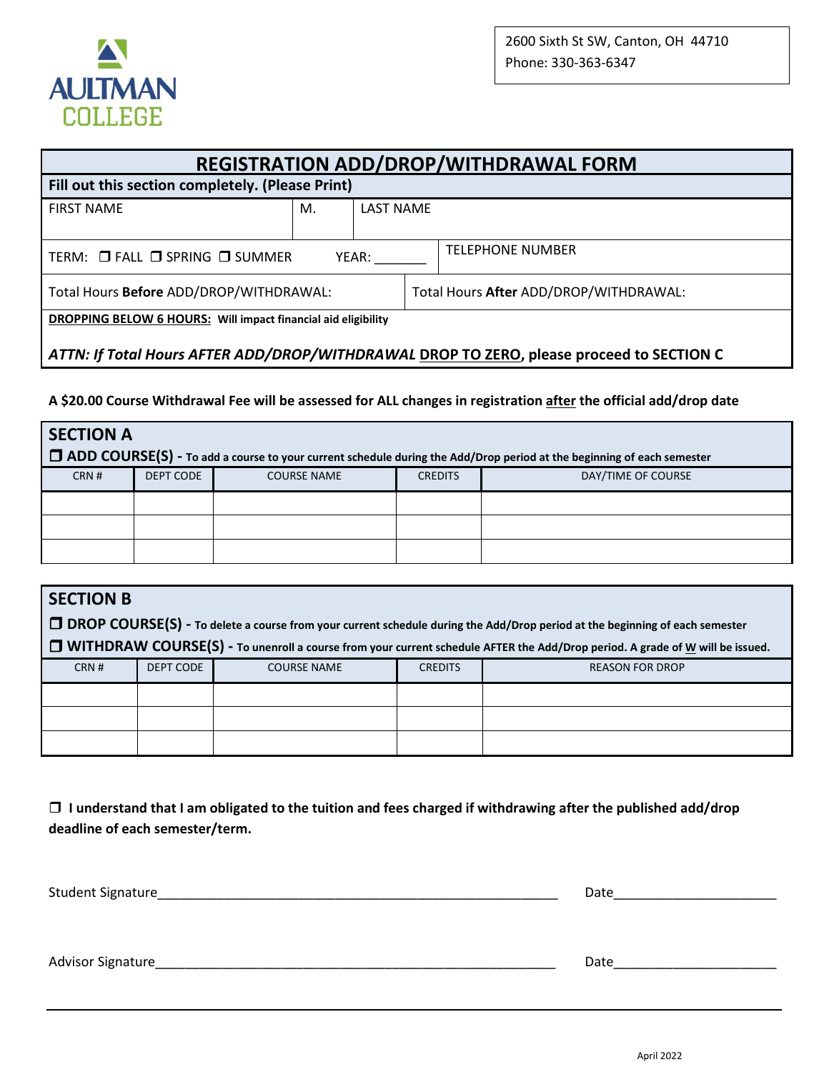AULTMAN COLLEGE

2600 Sixth St SW, Canton, OH 44710
Phone: 330-363-6347

# REGISTRATION ADD/DROP/WITHDRAWAL FORM

**Fill out this section completely. (Please Print)**

| FIRST NAME | M. | LAST NAME |
|---|---|---|
| | | |

TERM: ❒ FALL ❒ SPRING ❒ SUMMER YEAR: _______

TELEPHONE NUMBER

Total Hours **Before** ADD/DROP/WITHDRAWAL:

Total Hours **After** ADD/DROP/WITHDRAWAL:

**DROPPING BELOW 6 HOURS: Will impact financial aid eligibility**

***ATTN: If Total Hours AFTER ADD/DROP/WITHDRAWAL DROP TO ZERO, please proceed to SECTION C***

**A $20.00 Course Withdrawal Fee will be assessed for ALL changes in registration after the official add/drop date**

## SECTION A

❒ **ADD COURSE(S) - To add a course to your current schedule during the Add/Drop period at the beginning of each semester**

| CRN # | DEPT CODE | COURSE NAME | CREDITS | DAY/TIME OF COURSE |
|---|---|---|---|---|
| | | | | |
| | | | | |
| | | | | |

## SECTION B

❒ **DROP COURSE(S) - To delete a course from your current schedule during the Add/Drop period at the beginning of each semester**

❒ **WITHDRAW COURSE(S) - To unenroll a course from your current schedule AFTER the Add/Drop period. A grade of W will be issued.**

| CRN # | DEPT CODE | COURSE NAME | CREDITS | REASON FOR DROP |
|---|---|---|---|---|
| | | | | |
| | | | | |
| | | | | |

❒ **I understand that I am obligated to the tuition and fees charged if withdrawing after the published add/drop deadline of each semester/term.**

Student Signature_______________________________________________ Date____________________

Advisor Signature_______________________________________________ Date____________________

April 2022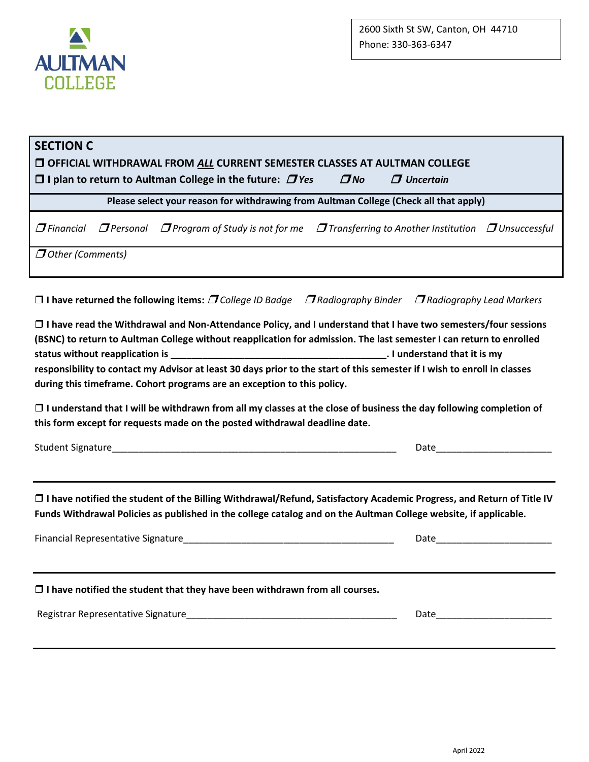AULTMAN COLLEGE

2600 Sixth St SW, Canton, OH 44710
Phone: 330-363-6347

## SECTION C

❒ **OFFICIAL WITHDRAWAL FROM *ALL* CURRENT SEMESTER CLASSES AT AULTMAN COLLEGE**

❒ **I plan to return to Aultman College in the future:** ❒ ***Yes*** ❒ ***No*** ❒ ***Uncertain***

**Please select your reason for withdrawing from Aultman College (Check all that apply)**

❒ *Financial* ❒ *Personal* ❒ *Program of Study is not for me* ❒ *Transferring to Another Institution* ❒ *Unsuccessful*

❒ *Other (Comments)*

❒ **I have returned the following items:** ❒ *College ID Badge* ❒ *Radiography Binder* ❒ *Radiography Lead Markers*

❒ **I have read the Withdrawal and Non-Attendance Policy, and I understand that I have two semesters/four sessions (BSNC) to return to Aultman College without reapplication for admission. The last semester I can return to enrolled status without reapplication is \_\_\_\_\_\_\_\_\_\_\_\_\_\_\_\_\_\_\_\_\_\_\_\_\_\_\_\_\_\_\_\_\_\_\_\_\_\_\_\_. I understand that it is my responsibility to contact my Advisor at least 30 days prior to the start of this semester if I wish to enroll in classes during this timeframe. Cohort programs are an exception to this policy.**

❒ **I understand that I will be withdrawn from all my classes at the close of business the day following completion of this form except for requests made on the posted withdrawal deadline date.**

Student Signature\_\_\_\_\_\_\_\_\_\_\_\_\_\_\_\_\_\_\_\_\_\_\_\_\_\_\_\_\_\_\_\_\_\_\_\_\_\_\_\_\_\_\_\_\_\_\_\_\_\_\_\_\_\_ Date\_\_\_\_\_\_\_\_\_\_\_\_\_\_\_\_\_\_\_\_\_\_

---

❒ **I have notified the student of the Billing Withdrawal/Refund, Satisfactory Academic Progress, and Return of Title IV Funds Withdrawal Policies as published in the college catalog and on the Aultman College website, if applicable.**

Financial Representative Signature\_\_\_\_\_\_\_\_\_\_\_\_\_\_\_\_\_\_\_\_\_\_\_\_\_\_\_\_\_\_\_\_\_\_\_\_\_\_\_\_\_ Date\_\_\_\_\_\_\_\_\_\_\_\_\_\_\_\_\_\_\_\_\_\_

---

❒ **I have notified the student that they have been withdrawn from all courses.**

Registrar Representative Signature\_\_\_\_\_\_\_\_\_\_\_\_\_\_\_\_\_\_\_\_\_\_\_\_\_\_\_\_\_\_\_\_\_\_\_\_\_\_\_\_\_ Date\_\_\_\_\_\_\_\_\_\_\_\_\_\_\_\_\_\_\_\_\_\_

---

April 2022